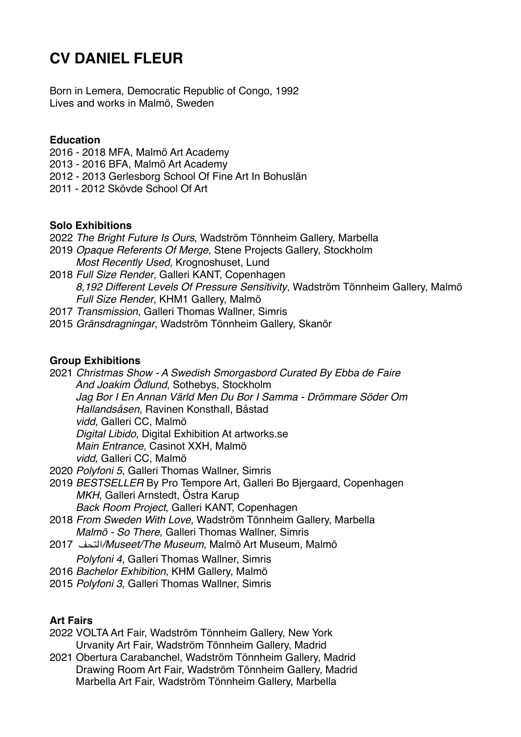# CV DANIEL FLEUR

Born in Lemera, Democratic Republic of Congo, 1992
Lives and works in Malmö, Sweden

### Education

2016 - 2018 MFA, Malmö Art Academy
2013 - 2016 BFA, Malmö Art Academy
2012 - 2013 Gerlesborg School Of Fine Art In Bohuslän
2011 - 2012 Skövde School Of Art

### Solo Exhibitions

2022 *The Bright Future Is Ours*, Wadström Tönnheim Gallery, Marbella
2019 *Opaque Referents Of Merge*, Stene Projects Gallery, Stockholm
*Most Recently Used,* Krognoshuset, Lund
2018 *Full Size Render*, Galleri KANT, Copenhagen
*8,192 Different Levels Of Pressure Sensitivity*, Wadström Tönnheim Gallery, Malmö
*Full Size Render*, KHM1 Gallery, Malmö
2017 *Transmission*, Galleri Thomas Wallner, Simris
2015 *Gränsdragningar*, Wadström Tönnheim Gallery, Skanör

### Group Exhibitions

2021 *Christmas Show - A Swedish Smorgasbord Curated By Ebba de Faire And Joakim Ödlund*, Sothebys, Stockholm
*Jag Bor I En Annan Värld Men Du Bor I Samma - Drömmare Söder Om Hallandsåsen*, Ravinen Konsthall, Båstad
*vidd*, Galleri CC, Malmö
*Digital Libido,* Digital Exhibition At artworks.se
*Main Entrance,* Casinot XXH, Malmö
*vidd,* Galleri CC, Malmö
2020 *Polyfoni 5*, Galleri Thomas Wallner, Simris
2019 *BESTSELLER* By Pro Tempore Art, Galleri Bo Bjergaard, Copenhagen
*MKH*, Galleri Arnstedt, Östra Karup
*Back Room Project*, Galleri KANT, Copenhagen
2018 *From Sweden With Love*, Wadström Tönnheim Gallery, Marbella
*Malmö - So There*, Galleri Thomas Wallner, Simris
2017 *التحف/Museet/The Museum*, Malmö Art Museum, Malmö
*Polyfoni 4*, Galleri Thomas Wallner, Simris
2016 *Bachelor Exhibition*, KHM Gallery, Malmö
2015 *Polyfoni 3*, Galleri Thomas Wallner, Simris

### Art Fairs

2022 VOLTA Art Fair, Wadström Tönnheim Gallery, New York
Urvanity Art Fair, Wadström Tönnheim Gallery, Madrid
2021 Obertura Carabanchel, Wadström Tönnheim Gallery, Madrid
Drawing Room Art Fair, Wadström Tönnheim Gallery, Madrid
Marbella Art Fair, Wadström Tönnheim Gallery, Marbella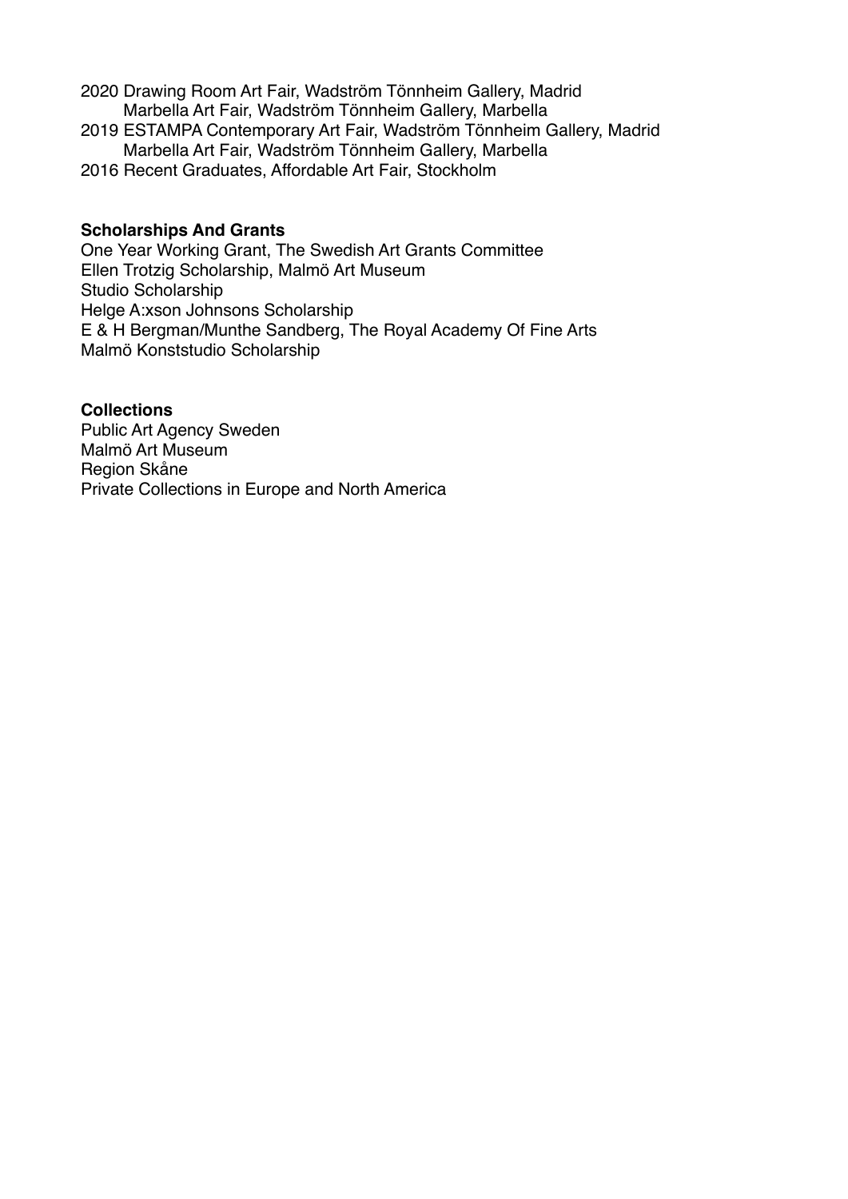2020 Drawing Room Art Fair, Wadström Tönnheim Gallery, Madrid
Marbella Art Fair, Wadström Tönnheim Gallery, Marbella
2019 ESTAMPA Contemporary Art Fair, Wadström Tönnheim Gallery, Madrid
Marbella Art Fair, Wadström Tönnheim Gallery, Marbella
2016 Recent Graduates, Affordable Art Fair, Stockholm

**Scholarships And Grants**

One Year Working Grant, The Swedish Art Grants Committee
Ellen Trotzig Scholarship, Malmö Art Museum
Studio Scholarship
Helge A:xson Johnsons Scholarship
E & H Bergman/Munthe Sandberg, The Royal Academy Of Fine Arts
Malmö Konststudio Scholarship

**Collections**

Public Art Agency Sweden
Malmö Art Museum
Region Skåne
Private Collections in Europe and North America